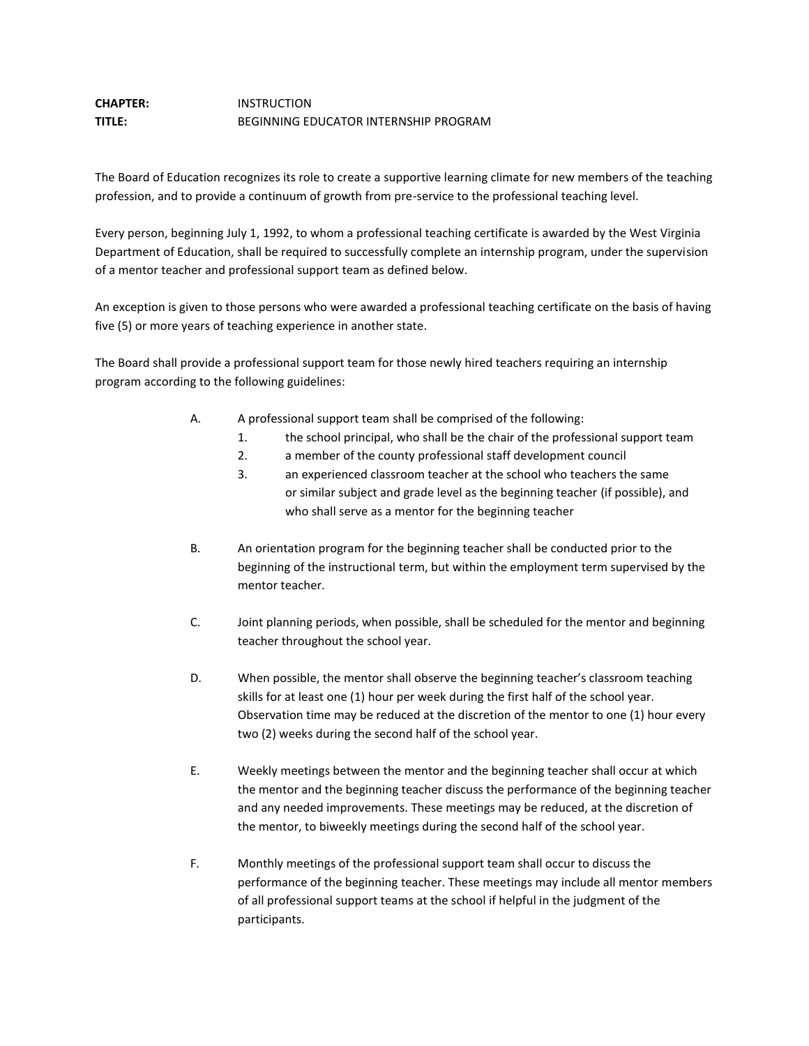**CHAPTER:** INSTRUCTION
**TITLE:** BEGINNING EDUCATOR INTERNSHIP PROGRAM

The Board of Education recognizes its role to create a supportive learning climate for new members of the teaching profession, and to provide a continuum of growth from pre-service to the professional teaching level.

Every person, beginning July 1, 1992, to whom a professional teaching certificate is awarded by the West Virginia Department of Education, shall be required to successfully complete an internship program, under the supervision of a mentor teacher and professional support team as defined below.

An exception is given to those persons who were awarded a professional teaching certificate on the basis of having five (5) or more years of teaching experience in another state.

The Board shall provide a professional support team for those newly hired teachers requiring an internship program according to the following guidelines:

A. A professional support team shall be comprised of the following:
   1. the school principal, who shall be the chair of the professional support team
   2. a member of the county professional staff development council
   3. an experienced classroom teacher at the school who teachers the same or similar subject and grade level as the beginning teacher (if possible), and who shall serve as a mentor for the beginning teacher

B. An orientation program for the beginning teacher shall be conducted prior to the beginning of the instructional term, but within the employment term supervised by the mentor teacher.

C. Joint planning periods, when possible, shall be scheduled for the mentor and beginning teacher throughout the school year.

D. When possible, the mentor shall observe the beginning teacher's classroom teaching skills for at least one (1) hour per week during the first half of the school year. Observation time may be reduced at the discretion of the mentor to one (1) hour every two (2) weeks during the second half of the school year.

E. Weekly meetings between the mentor and the beginning teacher shall occur at which the mentor and the beginning teacher discuss the performance of the beginning teacher and any needed improvements. These meetings may be reduced, at the discretion of the mentor, to biweekly meetings during the second half of the school year.

F. Monthly meetings of the professional support team shall occur to discuss the performance of the beginning teacher. These meetings may include all mentor members of all professional support teams at the school if helpful in the judgment of the participants.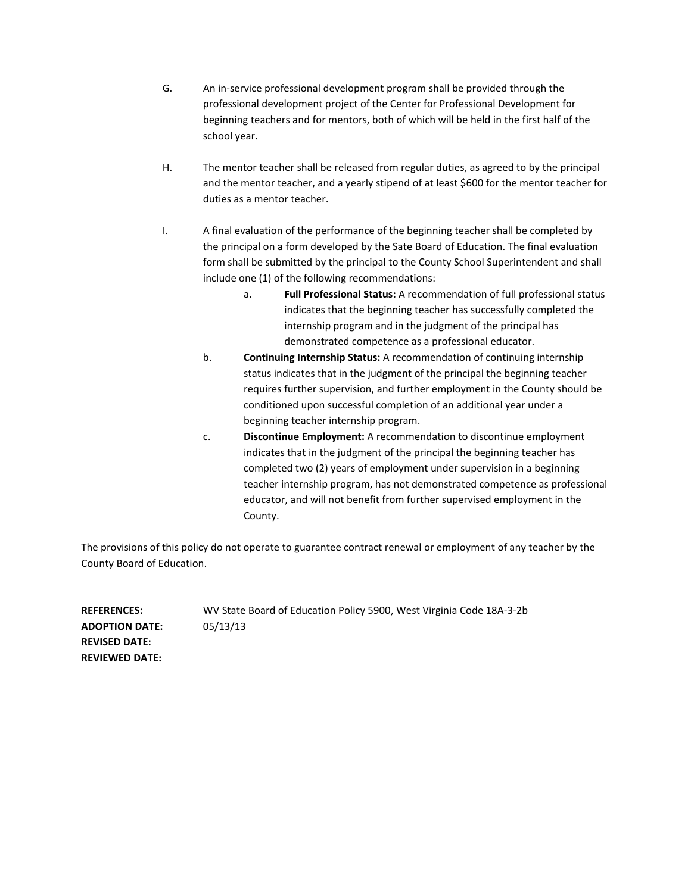G. An in-service professional development program shall be provided through the professional development project of the Center for Professional Development for beginning teachers and for mentors, both of which will be held in the first half of the school year.

H. The mentor teacher shall be released from regular duties, as agreed to by the principal and the mentor teacher, and a yearly stipend of at least $600 for the mentor teacher for duties as a mentor teacher.

I. A final evaluation of the performance of the beginning teacher shall be completed by the principal on a form developed by the Sate Board of Education. The final evaluation form shall be submitted by the principal to the County School Superintendent and shall include one (1) of the following recommendations:

   a. **Full Professional Status:** A recommendation of full professional status indicates that the beginning teacher has successfully completed the internship program and in the judgment of the principal has demonstrated competence as a professional educator.

   b. **Continuing Internship Status:** A recommendation of continuing internship status indicates that in the judgment of the principal the beginning teacher requires further supervision, and further employment in the County should be conditioned upon successful completion of an additional year under a beginning teacher internship program.

   c. **Discontinue Employment:** A recommendation to discontinue employment indicates that in the judgment of the principal the beginning teacher has completed two (2) years of employment under supervision in a beginning teacher internship program, has not demonstrated competence as professional educator, and will not benefit from further supervised employment in the County.

The provisions of this policy do not operate to guarantee contract renewal or employment of any teacher by the County Board of Education.

**REFERENCES:** WV State Board of Education Policy 5900, West Virginia Code 18A-3-2b
**ADOPTION DATE:** 05/13/13
**REVISED DATE:**
**REVIEWED DATE:**